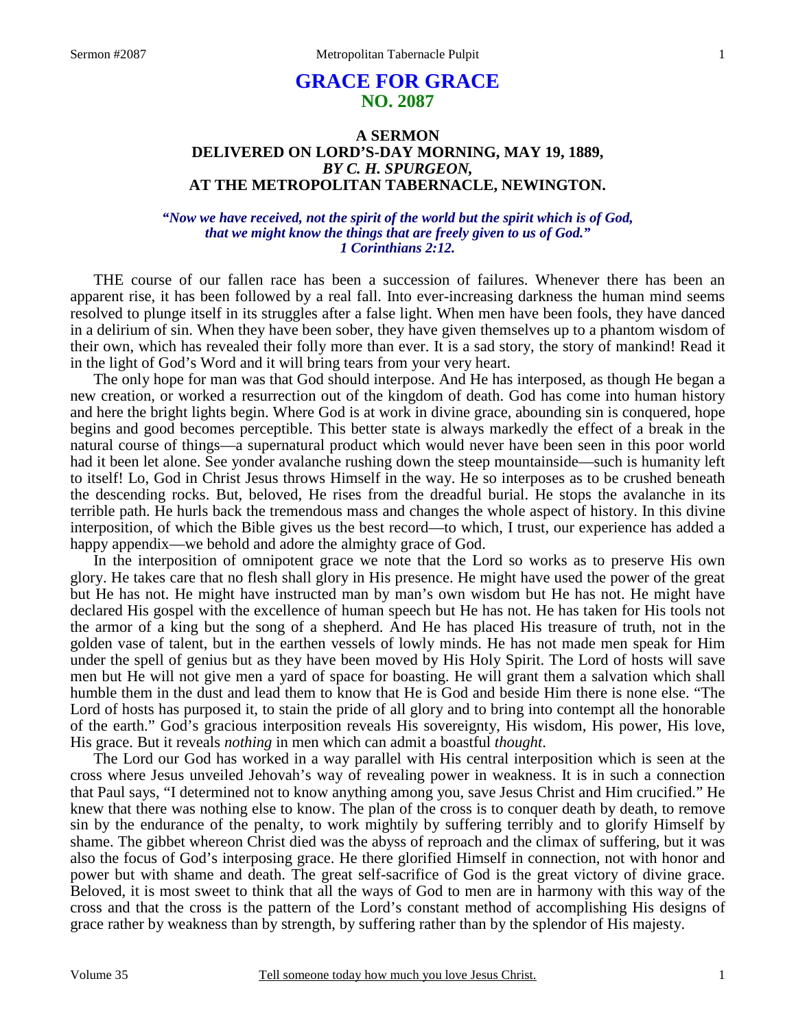# GRACE FOR GRACE
## NO. 2087

### A SERMON
### DELIVERED ON LORD'S-DAY MORNING, MAY 19, 1889,
### *BY C. H. SPURGEON,*
### AT THE METROPOLITAN TABERNACLE, NEWINGTON.

***"Now we have received, not the spirit of the world but the spirit which is of God, that we might know the things that are freely given to us of God." 1 Corinthians 2:12.***

THE course of our fallen race has been a succession of failures. Whenever there has been an apparent rise, it has been followed by a real fall. Into ever-increasing darkness the human mind seems resolved to plunge itself in its struggles after a false light. When men have been fools, they have danced in a delirium of sin. When they have been sober, they have given themselves up to a phantom wisdom of their own, which has revealed their folly more than ever. It is a sad story, the story of mankind! Read it in the light of God's Word and it will bring tears from your very heart.

The only hope for man was that God should interpose. And He has interposed, as though He began a new creation, or worked a resurrection out of the kingdom of death. God has come into human history and here the bright lights begin. Where God is at work in divine grace, abounding sin is conquered, hope begins and good becomes perceptible. This better state is always markedly the effect of a break in the natural course of things—a supernatural product which would never have been seen in this poor world had it been let alone. See yonder avalanche rushing down the steep mountainside—such is humanity left to itself! Lo, God in Christ Jesus throws Himself in the way. He so interposes as to be crushed beneath the descending rocks. But, beloved, He rises from the dreadful burial. He stops the avalanche in its terrible path. He hurls back the tremendous mass and changes the whole aspect of history. In this divine interposition, of which the Bible gives us the best record—to which, I trust, our experience has added a happy appendix—we behold and adore the almighty grace of God.

In the interposition of omnipotent grace we note that the Lord so works as to preserve His own glory. He takes care that no flesh shall glory in His presence. He might have used the power of the great but He has not. He might have instructed man by man's own wisdom but He has not. He might have declared His gospel with the excellence of human speech but He has not. He has taken for His tools not the armor of a king but the song of a shepherd. And He has placed His treasure of truth, not in the golden vase of talent, but in the earthen vessels of lowly minds. He has not made men speak for Him under the spell of genius but as they have been moved by His Holy Spirit. The Lord of hosts will save men but He will not give men a yard of space for boasting. He will grant them a salvation which shall humble them in the dust and lead them to know that He is God and beside Him there is none else. "The Lord of hosts has purposed it, to stain the pride of all glory and to bring into contempt all the honorable of the earth." God's gracious interposition reveals His sovereignty, His wisdom, His power, His love, His grace. But it reveals *nothing* in men which can admit a boastful *thought*.

The Lord our God has worked in a way parallel with His central interposition which is seen at the cross where Jesus unveiled Jehovah's way of revealing power in weakness. It is in such a connection that Paul says, "I determined not to know anything among you, save Jesus Christ and Him crucified." He knew that there was nothing else to know. The plan of the cross is to conquer death by death, to remove sin by the endurance of the penalty, to work mightily by suffering terribly and to glorify Himself by shame. The gibbet whereon Christ died was the abyss of reproach and the climax of suffering, but it was also the focus of God's interposing grace. He there glorified Himself in connection, not with honor and power but with shame and death. The great self-sacrifice of God is the great victory of divine grace. Beloved, it is most sweet to think that all the ways of God to men are in harmony with this way of the cross and that the cross is the pattern of the Lord's constant method of accomplishing His designs of grace rather by weakness than by strength, by suffering rather than by the splendor of His majesty.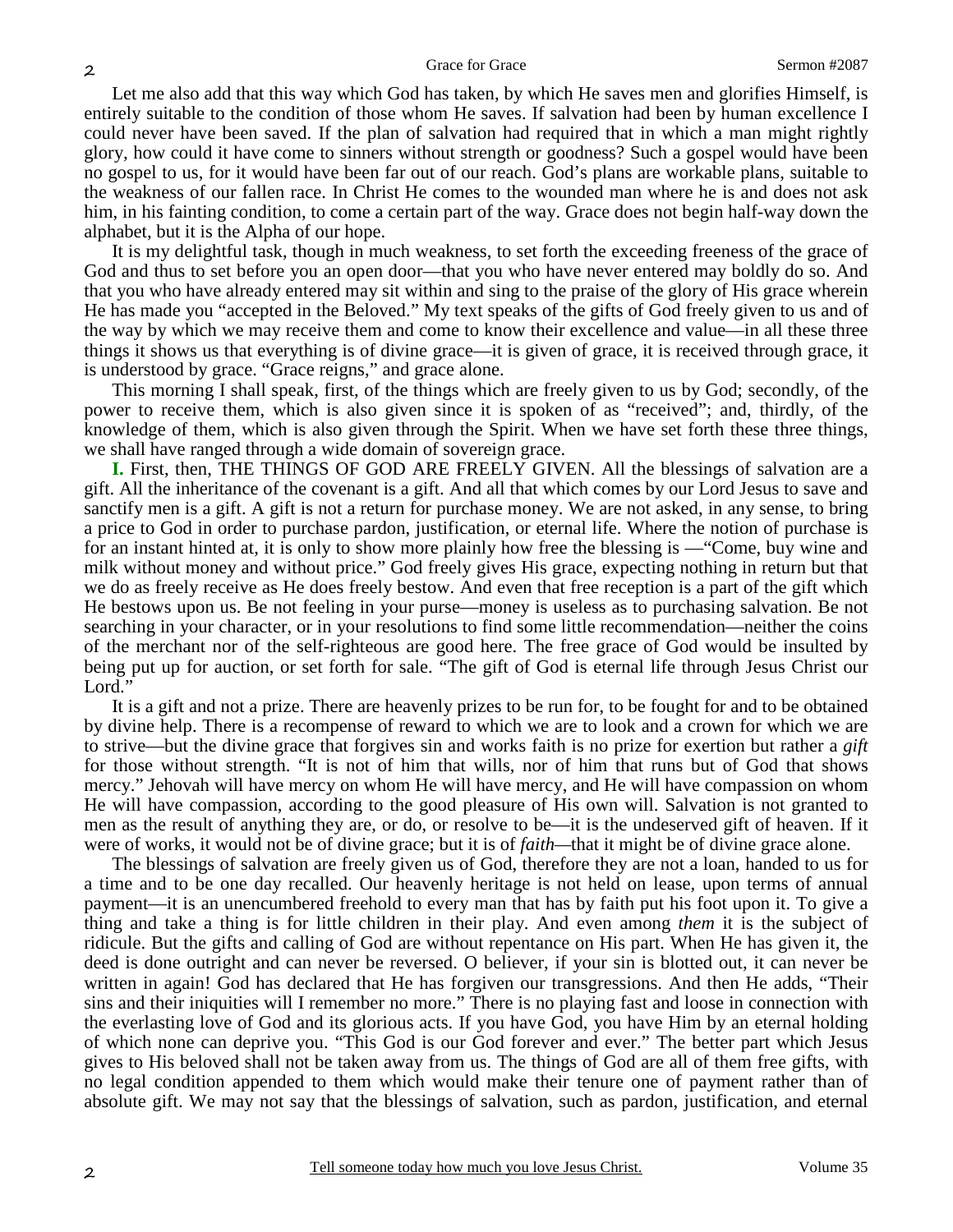Let me also add that this way which God has taken, by which He saves men and glorifies Himself, is entirely suitable to the condition of those whom He saves. If salvation had been by human excellence I could never have been saved. If the plan of salvation had required that in which a man might rightly glory, how could it have come to sinners without strength or goodness? Such a gospel would have been no gospel to us, for it would have been far out of our reach. God's plans are workable plans, suitable to the weakness of our fallen race. In Christ He comes to the wounded man where he is and does not ask him, in his fainting condition, to come a certain part of the way. Grace does not begin half-way down the alphabet, but it is the Alpha of our hope.

It is my delightful task, though in much weakness, to set forth the exceeding freeness of the grace of God and thus to set before you an open door—that you who have never entered may boldly do so. And that you who have already entered may sit within and sing to the praise of the glory of His grace wherein He has made you "accepted in the Beloved." My text speaks of the gifts of God freely given to us and of the way by which we may receive them and come to know their excellence and value—in all these three things it shows us that everything is of divine grace—it is given of grace, it is received through grace, it is understood by grace. "Grace reigns," and grace alone.

This morning I shall speak, first, of the things which are freely given to us by God; secondly, of the power to receive them, which is also given since it is spoken of as "received"; and, thirdly, of the knowledge of them, which is also given through the Spirit. When we have set forth these three things, we shall have ranged through a wide domain of sovereign grace.

**I.** First, then, THE THINGS OF GOD ARE FREELY GIVEN. All the blessings of salvation are a gift. All the inheritance of the covenant is a gift. And all that which comes by our Lord Jesus to save and sanctify men is a gift. A gift is not a return for purchase money. We are not asked, in any sense, to bring a price to God in order to purchase pardon, justification, or eternal life. Where the notion of purchase is for an instant hinted at, it is only to show more plainly how free the blessing is —"Come, buy wine and milk without money and without price." God freely gives His grace, expecting nothing in return but that we do as freely receive as He does freely bestow. And even that free reception is a part of the gift which He bestows upon us. Be not feeling in your purse—money is useless as to purchasing salvation. Be not searching in your character, or in your resolutions to find some little recommendation—neither the coins of the merchant nor of the self-righteous are good here. The free grace of God would be insulted by being put up for auction, or set forth for sale. "The gift of God is eternal life through Jesus Christ our Lord."

It is a gift and not a prize. There are heavenly prizes to be run for, to be fought for and to be obtained by divine help. There is a recompense of reward to which we are to look and a crown for which we are to strive—but the divine grace that forgives sin and works faith is no prize for exertion but rather a *gift* for those without strength. "It is not of him that wills, nor of him that runs but of God that shows mercy." Jehovah will have mercy on whom He will have mercy, and He will have compassion on whom He will have compassion, according to the good pleasure of His own will. Salvation is not granted to men as the result of anything they are, or do, or resolve to be—it is the undeserved gift of heaven. If it were of works, it would not be of divine grace; but it is of *faith*—that it might be of divine grace alone.

The blessings of salvation are freely given us of God, therefore they are not a loan, handed to us for a time and to be one day recalled. Our heavenly heritage is not held on lease, upon terms of annual payment—it is an unencumbered freehold to every man that has by faith put his foot upon it. To give a thing and take a thing is for little children in their play. And even among *them* it is the subject of ridicule. But the gifts and calling of God are without repentance on His part. When He has given it, the deed is done outright and can never be reversed. O believer, if your sin is blotted out, it can never be written in again! God has declared that He has forgiven our transgressions. And then He adds, "Their sins and their iniquities will I remember no more." There is no playing fast and loose in connection with the everlasting love of God and its glorious acts. If you have God, you have Him by an eternal holding of which none can deprive you. "This God is our God forever and ever." The better part which Jesus gives to His beloved shall not be taken away from us. The things of God are all of them free gifts, with no legal condition appended to them which would make their tenure one of payment rather than of absolute gift. We may not say that the blessings of salvation, such as pardon, justification, and eternal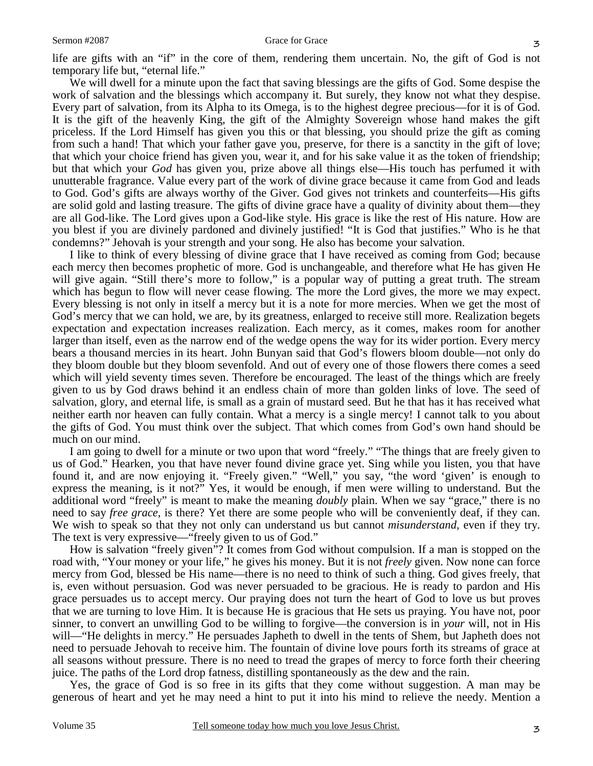life are gifts with an "if" in the core of them, rendering them uncertain. No, the gift of God is not temporary life but, "eternal life."

We will dwell for a minute upon the fact that saving blessings are the gifts of God. Some despise the work of salvation and the blessings which accompany it. But surely, they know not what they despise. Every part of salvation, from its Alpha to its Omega, is to the highest degree precious—for it is of God. It is the gift of the heavenly King, the gift of the Almighty Sovereign whose hand makes the gift priceless. If the Lord Himself has given you this or that blessing, you should prize the gift as coming from such a hand! That which your father gave you, preserve, for there is a sanctity in the gift of love; that which your choice friend has given you, wear it, and for his sake value it as the token of friendship; but that which your *God* has given you, prize above all things else—His touch has perfumed it with unutterable fragrance. Value every part of the work of divine grace because it came from God and leads to God. God's gifts are always worthy of the Giver. God gives not trinkets and counterfeits—His gifts are solid gold and lasting treasure. The gifts of divine grace have a quality of divinity about them—they are all God-like. The Lord gives upon a God-like style. His grace is like the rest of His nature. How are you blest if you are divinely pardoned and divinely justified! "It is God that justifies." Who is he that condemns?" Jehovah is your strength and your song. He also has become your salvation.

I like to think of every blessing of divine grace that I have received as coming from God; because each mercy then becomes prophetic of more. God is unchangeable, and therefore what He has given He will give again. "Still there's more to follow," is a popular way of putting a great truth. The stream which has begun to flow will never cease flowing. The more the Lord gives, the more we may expect. Every blessing is not only in itself a mercy but it is a note for more mercies. When we get the most of God's mercy that we can hold, we are, by its greatness, enlarged to receive still more. Realization begets expectation and expectation increases realization. Each mercy, as it comes, makes room for another larger than itself, even as the narrow end of the wedge opens the way for its wider portion. Every mercy bears a thousand mercies in its heart. John Bunyan said that God's flowers bloom double—not only do they bloom double but they bloom sevenfold. And out of every one of those flowers there comes a seed which will yield seventy times seven. Therefore be encouraged. The least of the things which are freely given to us by God draws behind it an endless chain of more than golden links of love. The seed of salvation, glory, and eternal life, is small as a grain of mustard seed. But he that has it has received what neither earth nor heaven can fully contain. What a mercy is a single mercy! I cannot talk to you about the gifts of God. You must think over the subject. That which comes from God's own hand should be much on our mind.

I am going to dwell for a minute or two upon that word "freely." "The things that are freely given to us of God." Hearken, you that have never found divine grace yet. Sing while you listen, you that have found it, and are now enjoying it. "Freely given." "Well," you say, "the word 'given' is enough to express the meaning, is it not?" Yes, it would be enough, if men were willing to understand. But the additional word "freely" is meant to make the meaning *doubly* plain. When we say "grace," there is no need to say *free grace,* is there? Yet there are some people who will be conveniently deaf, if they can. We wish to speak so that they not only can understand us but cannot *misunderstand,* even if they try. The text is very expressive—"freely given to us of God."

How is salvation "freely given"? It comes from God without compulsion. If a man is stopped on the road with, "Your money or your life," he gives his money. But it is not *freely* given. Now none can force mercy from God, blessed be His name—there is no need to think of such a thing. God gives freely, that is, even without persuasion. God was never persuaded to be gracious. He is ready to pardon and His grace persuades us to accept mercy. Our praying does not turn the heart of God to love us but proves that we are turning to love Him. It is because He is gracious that He sets us praying. You have not, poor sinner, to convert an unwilling God to be willing to forgive—the conversion is in *your* will, not in His will—"He delights in mercy." He persuades Japheth to dwell in the tents of Shem, but Japheth does not need to persuade Jehovah to receive him. The fountain of divine love pours forth its streams of grace at all seasons without pressure. There is no need to tread the grapes of mercy to force forth their cheering juice. The paths of the Lord drop fatness, distilling spontaneously as the dew and the rain.

Yes, the grace of God is so free in its gifts that they come without suggestion. A man may be generous of heart and yet he may need a hint to put it into his mind to relieve the needy. Mention a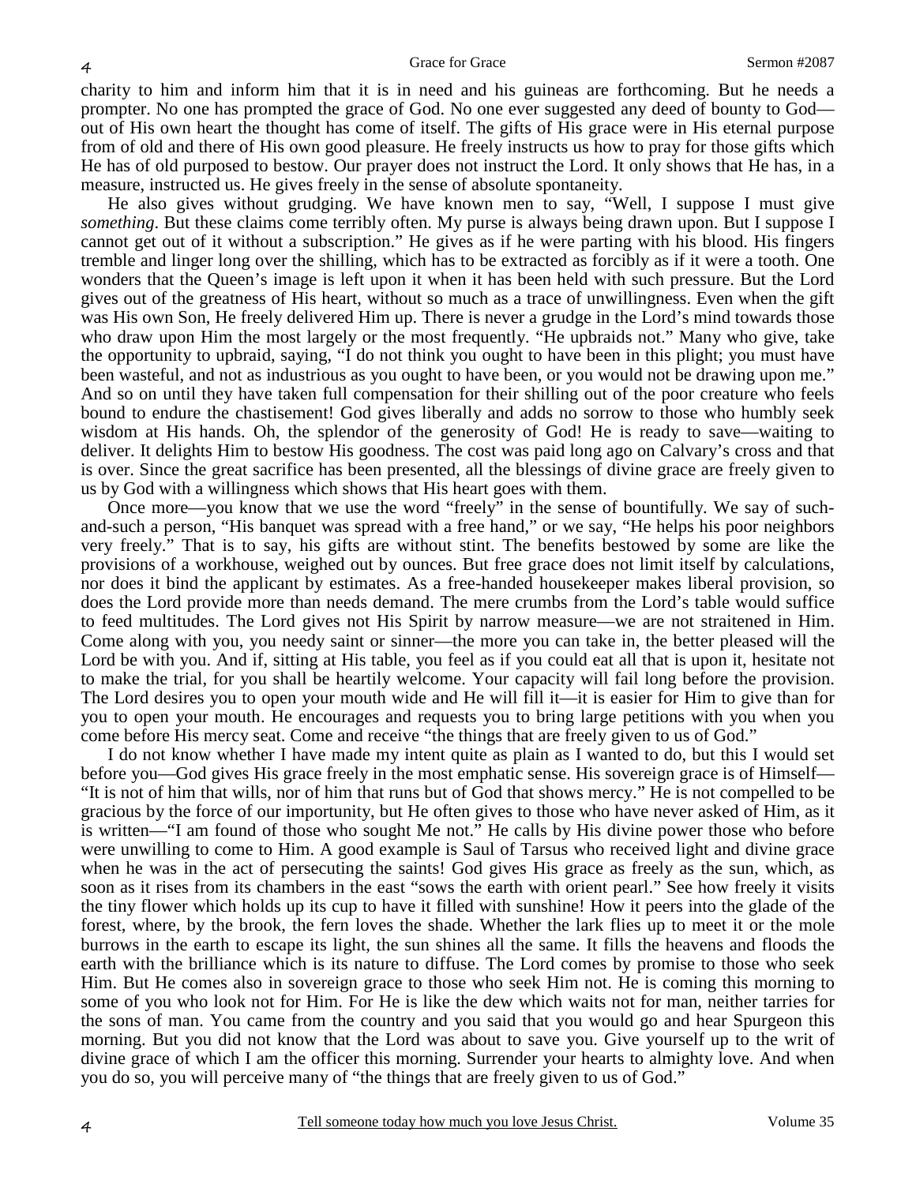charity to him and inform him that it is in need and his guineas are forthcoming. But he needs a prompter. No one has prompted the grace of God. No one ever suggested any deed of bounty to God—out of His own heart the thought has come of itself. The gifts of His grace were in His eternal purpose from of old and there of His own good pleasure. He freely instructs us how to pray for those gifts which He has of old purposed to bestow. Our prayer does not instruct the Lord. It only shows that He has, in a measure, instructed us. He gives freely in the sense of absolute spontaneity.

He also gives without grudging. We have known men to say, "Well, I suppose I must give *something*. But these claims come terribly often. My purse is always being drawn upon. But I suppose I cannot get out of it without a subscription." He gives as if he were parting with his blood. His fingers tremble and linger long over the shilling, which has to be extracted as forcibly as if it were a tooth. One wonders that the Queen's image is left upon it when it has been held with such pressure. But the Lord gives out of the greatness of His heart, without so much as a trace of unwillingness. Even when the gift was His own Son, He freely delivered Him up. There is never a grudge in the Lord's mind towards those who draw upon Him the most largely or the most frequently. "He upbraids not." Many who give, take the opportunity to upbraid, saying, "I do not think you ought to have been in this plight; you must have been wasteful, and not as industrious as you ought to have been, or you would not be drawing upon me." And so on until they have taken full compensation for their shilling out of the poor creature who feels bound to endure the chastisement! God gives liberally and adds no sorrow to those who humbly seek wisdom at His hands. Oh, the splendor of the generosity of God! He is ready to save—waiting to deliver. It delights Him to bestow His goodness. The cost was paid long ago on Calvary's cross and that is over. Since the great sacrifice has been presented, all the blessings of divine grace are freely given to us by God with a willingness which shows that His heart goes with them.

Once more—you know that we use the word "freely" in the sense of bountifully. We say of such-and-such a person, "His banquet was spread with a free hand," or we say, "He helps his poor neighbors very freely." That is to say, his gifts are without stint. The benefits bestowed by some are like the provisions of a workhouse, weighed out by ounces. But free grace does not limit itself by calculations, nor does it bind the applicant by estimates. As a free-handed housekeeper makes liberal provision, so does the Lord provide more than needs demand. The mere crumbs from the Lord's table would suffice to feed multitudes. The Lord gives not His Spirit by narrow measure—we are not straitened in Him. Come along with you, you needy saint or sinner—the more you can take in, the better pleased will the Lord be with you. And if, sitting at His table, you feel as if you could eat all that is upon it, hesitate not to make the trial, for you shall be heartily welcome. Your capacity will fail long before the provision. The Lord desires you to open your mouth wide and He will fill it—it is easier for Him to give than for you to open your mouth. He encourages and requests you to bring large petitions with you when you come before His mercy seat. Come and receive "the things that are freely given to us of God."

I do not know whether I have made my intent quite as plain as I wanted to do, but this I would set before you—God gives His grace freely in the most emphatic sense. His sovereign grace is of Himself—"It is not of him that wills, nor of him that runs but of God that shows mercy." He is not compelled to be gracious by the force of our importunity, but He often gives to those who have never asked of Him, as it is written—"I am found of those who sought Me not." He calls by His divine power those who before were unwilling to come to Him. A good example is Saul of Tarsus who received light and divine grace when he was in the act of persecuting the saints! God gives His grace as freely as the sun, which, as soon as it rises from its chambers in the east "sows the earth with orient pearl." See how freely it visits the tiny flower which holds up its cup to have it filled with sunshine! How it peers into the glade of the forest, where, by the brook, the fern loves the shade. Whether the lark flies up to meet it or the mole burrows in the earth to escape its light, the sun shines all the same. It fills the heavens and floods the earth with the brilliance which is its nature to diffuse. The Lord comes by promise to those who seek Him. But He comes also in sovereign grace to those who seek Him not. He is coming this morning to some of you who look not for Him. For He is like the dew which waits not for man, neither tarries for the sons of man. You came from the country and you said that you would go and hear Spurgeon this morning. But you did not know that the Lord was about to save you. Give yourself up to the writ of divine grace of which I am the officer this morning. Surrender your hearts to almighty love. And when you do so, you will perceive many of "the things that are freely given to us of God."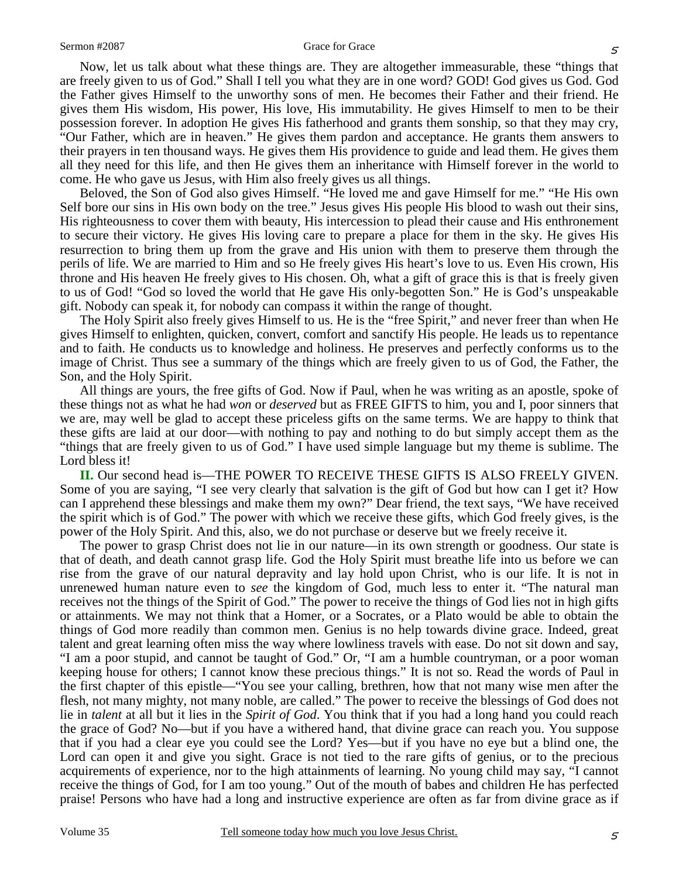Now, let us talk about what these things are. They are altogether immeasurable, these "things that are freely given to us of God." Shall I tell you what they are in one word? GOD! God gives us God. God the Father gives Himself to the unworthy sons of men. He becomes their Father and their friend. He gives them His wisdom, His power, His love, His immutability. He gives Himself to men to be their possession forever. In adoption He gives His fatherhood and grants them sonship, so that they may cry, "Our Father, which are in heaven." He gives them pardon and acceptance. He grants them answers to their prayers in ten thousand ways. He gives them His providence to guide and lead them. He gives them all they need for this life, and then He gives them an inheritance with Himself forever in the world to come. He who gave us Jesus, with Him also freely gives us all things.

Beloved, the Son of God also gives Himself. "He loved me and gave Himself for me." "He His own Self bore our sins in His own body on the tree." Jesus gives His people His blood to wash out their sins, His righteousness to cover them with beauty, His intercession to plead their cause and His enthronement to secure their victory. He gives His loving care to prepare a place for them in the sky. He gives His resurrection to bring them up from the grave and His union with them to preserve them through the perils of life. We are married to Him and so He freely gives His heart's love to us. Even His crown, His throne and His heaven He freely gives to His chosen. Oh, what a gift of grace this is that is freely given to us of God! "God so loved the world that He gave His only-begotten Son." He is God's unspeakable gift. Nobody can speak it, for nobody can compass it within the range of thought.

The Holy Spirit also freely gives Himself to us. He is the "free Spirit," and never freer than when He gives Himself to enlighten, quicken, convert, comfort and sanctify His people. He leads us to repentance and to faith. He conducts us to knowledge and holiness. He preserves and perfectly conforms us to the image of Christ. Thus see a summary of the things which are freely given to us of God, the Father, the Son, and the Holy Spirit.

All things are yours, the free gifts of God. Now if Paul, when he was writing as an apostle, spoke of these things not as what he had *won* or *deserved* but as FREE GIFTS to him, you and I, poor sinners that we are, may well be glad to accept these priceless gifts on the same terms. We are happy to think that these gifts are laid at our door—with nothing to pay and nothing to do but simply accept them as the "things that are freely given to us of God." I have used simple language but my theme is sublime. The Lord bless it!

**II.** Our second head is—THE POWER TO RECEIVE THESE GIFTS IS ALSO FREELY GIVEN. Some of you are saying, "I see very clearly that salvation is the gift of God but how can I get it? How can I apprehend these blessings and make them my own?" Dear friend, the text says, "We have received the spirit which is of God." The power with which we receive these gifts, which God freely gives, is the power of the Holy Spirit. And this, also, we do not purchase or deserve but we freely receive it.

The power to grasp Christ does not lie in our nature—in its own strength or goodness. Our state is that of death, and death cannot grasp life. God the Holy Spirit must breathe life into us before we can rise from the grave of our natural depravity and lay hold upon Christ, who is our life. It is not in unrenewed human nature even to *see* the kingdom of God, much less to enter it. "The natural man receives not the things of the Spirit of God." The power to receive the things of God lies not in high gifts or attainments. We may not think that a Homer, or a Socrates, or a Plato would be able to obtain the things of God more readily than common men. Genius is no help towards divine grace. Indeed, great talent and great learning often miss the way where lowliness travels with ease. Do not sit down and say, "I am a poor stupid, and cannot be taught of God." Or, "I am a humble countryman, or a poor woman keeping house for others; I cannot know these precious things." It is not so. Read the words of Paul in the first chapter of this epistle—"You see your calling, brethren, how that not many wise men after the flesh, not many mighty, not many noble, are called." The power to receive the blessings of God does not lie in *talent* at all but it lies in the *Spirit of God*. You think that if you had a long hand you could reach the grace of God? No—but if you have a withered hand, that divine grace can reach you. You suppose that if you had a clear eye you could see the Lord? Yes—but if you have no eye but a blind one, the Lord can open it and give you sight. Grace is not tied to the rare gifts of genius, or to the precious acquirements of experience, nor to the high attainments of learning. No young child may say, "I cannot receive the things of God, for I am too young." Out of the mouth of babes and children He has perfected praise! Persons who have had a long and instructive experience are often as far from divine grace as if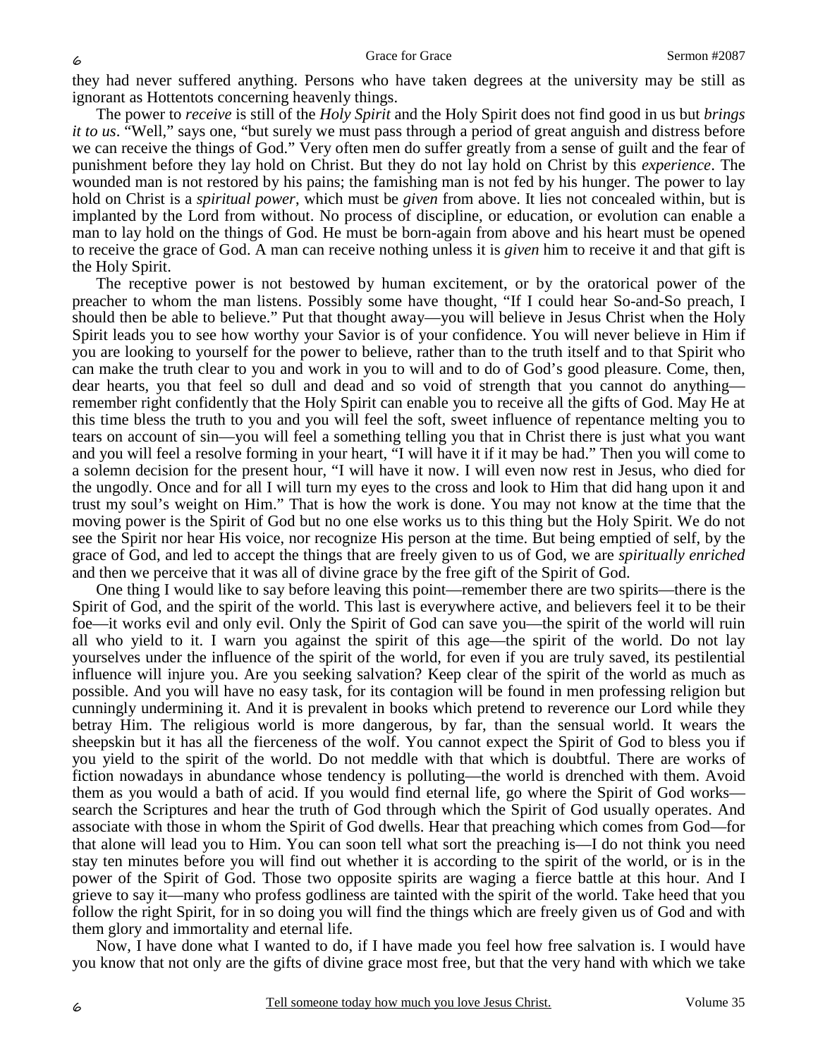they had never suffered anything. Persons who have taken degrees at the university may be still as ignorant as Hottentots concerning heavenly things.

The power to *receive* is still of the *Holy Spirit* and the Holy Spirit does not find good in us but *brings it to us*. "Well," says one, "but surely we must pass through a period of great anguish and distress before we can receive the things of God." Very often men do suffer greatly from a sense of guilt and the fear of punishment before they lay hold on Christ. But they do not lay hold on Christ by this *experience*. The wounded man is not restored by his pains; the famishing man is not fed by his hunger. The power to lay hold on Christ is a *spiritual power*, which must be *given* from above. It lies not concealed within, but is implanted by the Lord from without. No process of discipline, or education, or evolution can enable a man to lay hold on the things of God. He must be born-again from above and his heart must be opened to receive the grace of God. A man can receive nothing unless it is *given* him to receive it and that gift is the Holy Spirit.

The receptive power is not bestowed by human excitement, or by the oratorical power of the preacher to whom the man listens. Possibly some have thought, "If I could hear So-and-So preach, I should then be able to believe." Put that thought away—you will believe in Jesus Christ when the Holy Spirit leads you to see how worthy your Savior is of your confidence. You will never believe in Him if you are looking to yourself for the power to believe, rather than to the truth itself and to that Spirit who can make the truth clear to you and work in you to will and to do of God's good pleasure. Come, then, dear hearts, you that feel so dull and dead and so void of strength that you cannot do anything—remember right confidently that the Holy Spirit can enable you to receive all the gifts of God. May He at this time bless the truth to you and you will feel the soft, sweet influence of repentance melting you to tears on account of sin—you will feel a something telling you that in Christ there is just what you want and you will feel a resolve forming in your heart, "I will have it if it may be had." Then you will come to a solemn decision for the present hour, "I will have it now. I will even now rest in Jesus, who died for the ungodly. Once and for all I will turn my eyes to the cross and look to Him that did hang upon it and trust my soul's weight on Him." That is how the work is done. You may not know at the time that the moving power is the Spirit of God but no one else works us to this thing but the Holy Spirit. We do not see the Spirit nor hear His voice, nor recognize His person at the time. But being emptied of self, by the grace of God, and led to accept the things that are freely given to us of God, we are *spiritually enriched* and then we perceive that it was all of divine grace by the free gift of the Spirit of God.

One thing I would like to say before leaving this point—remember there are two spirits—there is the Spirit of God, and the spirit of the world. This last is everywhere active, and believers feel it to be their foe—it works evil and only evil. Only the Spirit of God can save you—the spirit of the world will ruin all who yield to it. I warn you against the spirit of this age—the spirit of the world. Do not lay yourselves under the influence of the spirit of the world, for even if you are truly saved, its pestilential influence will injure you. Are you seeking salvation? Keep clear of the spirit of the world as much as possible. And you will have no easy task, for its contagion will be found in men professing religion but cunningly undermining it. And it is prevalent in books which pretend to reverence our Lord while they betray Him. The religious world is more dangerous, by far, than the sensual world. It wears the sheepskin but it has all the fierceness of the wolf. You cannot expect the Spirit of God to bless you if you yield to the spirit of the world. Do not meddle with that which is doubtful. There are works of fiction nowadays in abundance whose tendency is polluting—the world is drenched with them. Avoid them as you would a bath of acid. If you would find eternal life, go where the Spirit of God works—search the Scriptures and hear the truth of God through which the Spirit of God usually operates. And associate with those in whom the Spirit of God dwells. Hear that preaching which comes from God—for that alone will lead you to Him. You can soon tell what sort the preaching is—I do not think you need stay ten minutes before you will find out whether it is according to the spirit of the world, or is in the power of the Spirit of God. Those two opposite spirits are waging a fierce battle at this hour. And I grieve to say it—many who profess godliness are tainted with the spirit of the world. Take heed that you follow the right Spirit, for in so doing you will find the things which are freely given us of God and with them glory and immortality and eternal life.

Now, I have done what I wanted to do, if I have made you feel how free salvation is. I would have you know that not only are the gifts of divine grace most free, but that the very hand with which we take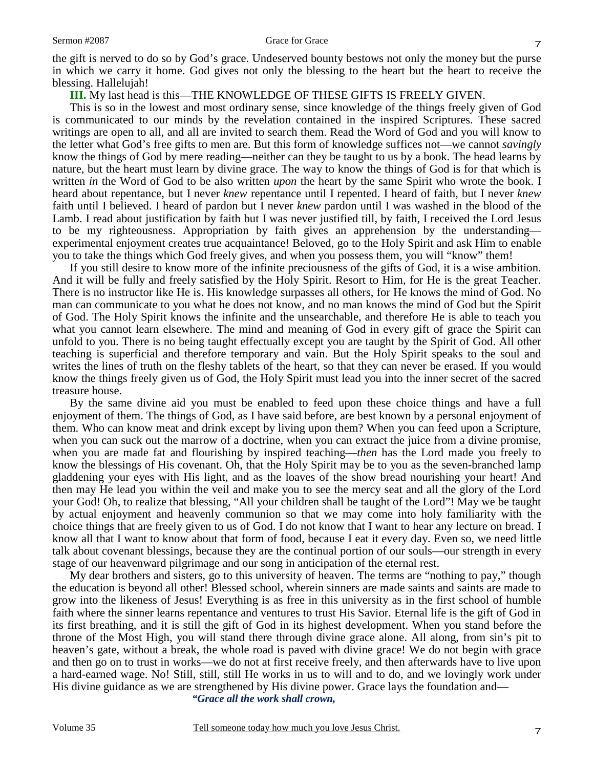the gift is nerved to do so by God's grace. Undeserved bounty bestows not only the money but the purse in which we carry it home. God gives not only the blessing to the heart but the heart to receive the blessing. Hallelujah!

**III.** My last head is this—THE KNOWLEDGE OF THESE GIFTS IS FREELY GIVEN.

This is so in the lowest and most ordinary sense, since knowledge of the things freely given of God is communicated to our minds by the revelation contained in the inspired Scriptures. These sacred writings are open to all, and all are invited to search them. Read the Word of God and you will know to the letter what God's free gifts to men are. But this form of knowledge suffices not—we cannot *savingly* know the things of God by mere reading—neither can they be taught to us by a book. The head learns by nature, but the heart must learn by divine grace. The way to know the things of God is for that which is written *in* the Word of God to be also written *upon* the heart by the same Spirit who wrote the book. I heard about repentance, but I never *knew* repentance until I repented. I heard of faith, but I never *knew* faith until I believed. I heard of pardon but I never *knew* pardon until I was washed in the blood of the Lamb. I read about justification by faith but I was never justified till, by faith, I received the Lord Jesus to be my righteousness. Appropriation by faith gives an apprehension by the understanding—experimental enjoyment creates true acquaintance! Beloved, go to the Holy Spirit and ask Him to enable you to take the things which God freely gives, and when you possess them, you will "know" them!

If you still desire to know more of the infinite preciousness of the gifts of God, it is a wise ambition. And it will be fully and freely satisfied by the Holy Spirit. Resort to Him, for He is the great Teacher. There is no instructor like He is. His knowledge surpasses all others, for He knows the mind of God. No man can communicate to you what he does not know, and no man knows the mind of God but the Spirit of God. The Holy Spirit knows the infinite and the unsearchable, and therefore He is able to teach you what you cannot learn elsewhere. The mind and meaning of God in every gift of grace the Spirit can unfold to you. There is no being taught effectually except you are taught by the Spirit of God. All other teaching is superficial and therefore temporary and vain. But the Holy Spirit speaks to the soul and writes the lines of truth on the fleshy tablets of the heart, so that they can never be erased. If you would know the things freely given us of God, the Holy Spirit must lead you into the inner secret of the sacred treasure house.

By the same divine aid you must be enabled to feed upon these choice things and have a full enjoyment of them. The things of God, as I have said before, are best known by a personal enjoyment of them. Who can know meat and drink except by living upon them? When you can feed upon a Scripture, when you can suck out the marrow of a doctrine, when you can extract the juice from a divine promise, when you are made fat and flourishing by inspired teaching—*then* has the Lord made you freely to know the blessings of His covenant. Oh, that the Holy Spirit may be to you as the seven-branched lamp gladdening your eyes with His light, and as the loaves of the show bread nourishing your heart! And then may He lead you within the veil and make you to see the mercy seat and all the glory of the Lord your God! Oh, to realize that blessing, "All your children shall be taught of the Lord"! May we be taught by actual enjoyment and heavenly communion so that we may come into holy familiarity with the choice things that are freely given to us of God. I do not know that I want to hear any lecture on bread. I know all that I want to know about that form of food, because I eat it every day. Even so, we need little talk about covenant blessings, because they are the continual portion of our souls—our strength in every stage of our heavenward pilgrimage and our song in anticipation of the eternal rest.

My dear brothers and sisters, go to this university of heaven. The terms are "nothing to pay," though the education is beyond all other! Blessed school, wherein sinners are made saints and saints are made to grow into the likeness of Jesus! Everything is as free in this university as in the first school of humble faith where the sinner learns repentance and ventures to trust His Savior. Eternal life is the gift of God in its first breathing, and it is still the gift of God in its highest development. When you stand before the throne of the Most High, you will stand there through divine grace alone. All along, from sin's pit to heaven's gate, without a break, the whole road is paved with divine grace! We do not begin with grace and then go on to trust in works—we do not at first receive freely, and then afterwards have to live upon a hard-earned wage. No! Still, still, still He works in us to will and to do, and we lovingly work under His divine guidance as we are strengthened by His divine power. Grace lays the foundation and—

*"Grace all the work shall crown,*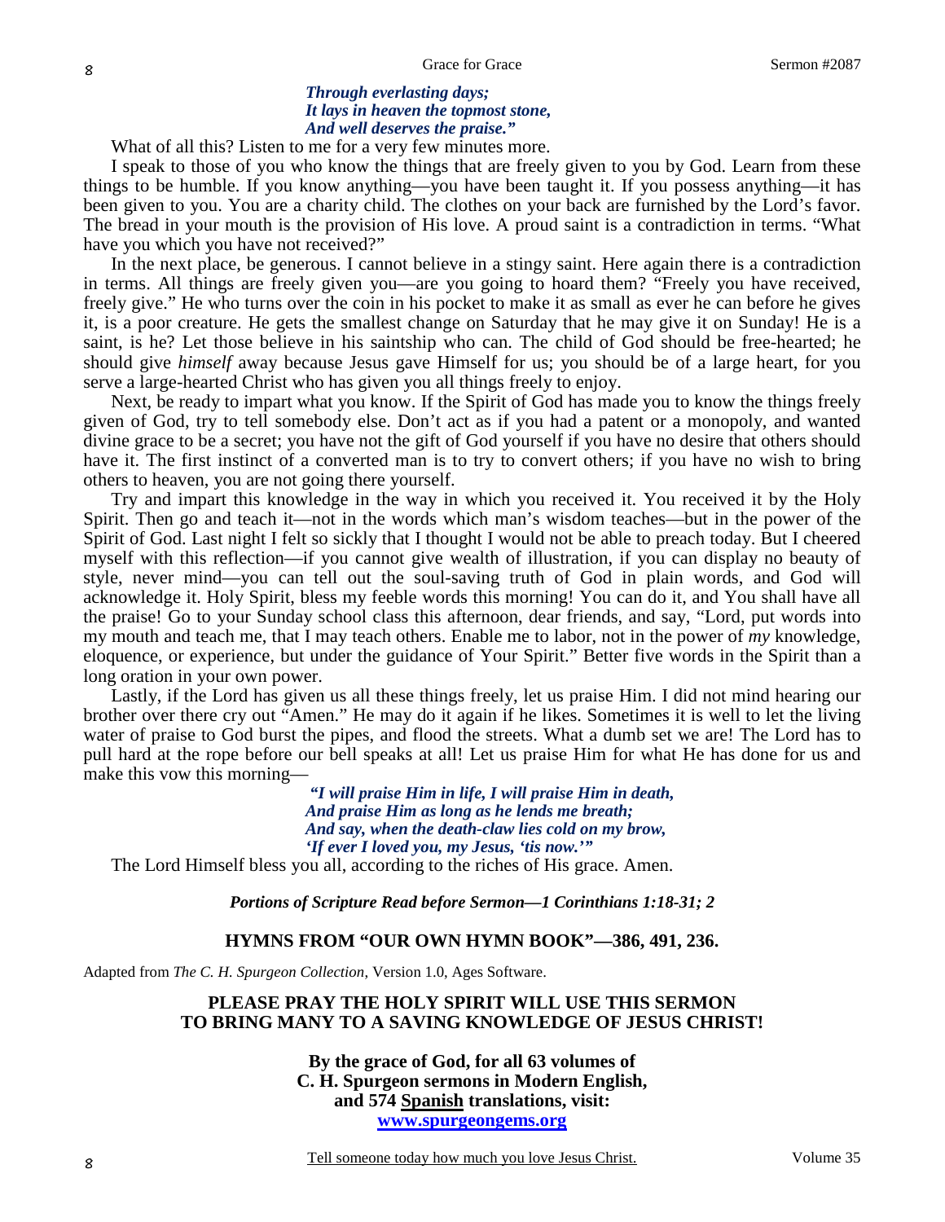*Through everlasting days;*
*It lays in heaven the topmost stone,*
*And well deserves the praise."*

What of all this? Listen to me for a very few minutes more.

I speak to those of you who know the things that are freely given to you by God. Learn from these things to be humble. If you know anything—you have been taught it. If you possess anything—it has been given to you. You are a charity child. The clothes on your back are furnished by the Lord's favor. The bread in your mouth is the provision of His love. A proud saint is a contradiction in terms. "What have you which you have not received?"

In the next place, be generous. I cannot believe in a stingy saint. Here again there is a contradiction in terms. All things are freely given you—are you going to hoard them? "Freely you have received, freely give." He who turns over the coin in his pocket to make it as small as ever he can before he gives it, is a poor creature. He gets the smallest change on Saturday that he may give it on Sunday! He is a saint, is he? Let those believe in his saintship who can. The child of God should be free-hearted; he should give *himself* away because Jesus gave Himself for us; you should be of a large heart, for you serve a large-hearted Christ who has given you all things freely to enjoy.

Next, be ready to impart what you know. If the Spirit of God has made you to know the things freely given of God, try to tell somebody else. Don't act as if you had a patent or a monopoly, and wanted divine grace to be a secret; you have not the gift of God yourself if you have no desire that others should have it. The first instinct of a converted man is to try to convert others; if you have no wish to bring others to heaven, you are not going there yourself.

Try and impart this knowledge in the way in which you received it. You received it by the Holy Spirit. Then go and teach it—not in the words which man's wisdom teaches—but in the power of the Spirit of God. Last night I felt so sickly that I thought I would not be able to preach today. But I cheered myself with this reflection—if you cannot give wealth of illustration, if you can display no beauty of style, never mind—you can tell out the soul-saving truth of God in plain words, and God will acknowledge it. Holy Spirit, bless my feeble words this morning! You can do it, and You shall have all the praise! Go to your Sunday school class this afternoon, dear friends, and say, "Lord, put words into my mouth and teach me, that I may teach others. Enable me to labor, not in the power of *my* knowledge, eloquence, or experience, but under the guidance of Your Spirit." Better five words in the Spirit than a long oration in your own power.

Lastly, if the Lord has given us all these things freely, let us praise Him. I did not mind hearing our brother over there cry out "Amen." He may do it again if he likes. Sometimes it is well to let the living water of praise to God burst the pipes, and flood the streets. What a dumb set we are! The Lord has to pull hard at the rope before our bell speaks at all! Let us praise Him for what He has done for us and make this vow this morning—

*"I will praise Him in life, I will praise Him in death,*
*And praise Him as long as he lends me breath;*
*And say, when the death-claw lies cold on my brow,*
*'If ever I loved you, my Jesus, 'tis now.'"*

The Lord Himself bless you all, according to the riches of His grace. Amen.

***Portions of Scripture Read before Sermon—1 Corinthians 1:18-31; 2***

**HYMNS FROM "OUR OWN HYMN BOOK"—386, 491, 236.**

Adapted from *The C. H. Spurgeon Collection*, Version 1.0, Ages Software.

**PLEASE PRAY THE HOLY SPIRIT WILL USE THIS SERMON TO BRING MANY TO A SAVING KNOWLEDGE OF JESUS CHRIST!**

**By the grace of God, for all 63 volumes of C. H. Spurgeon sermons in Modern English, and 574 Spanish translations, visit: www.spurgeongems.org**

Tell someone today how much you love Jesus Christ.